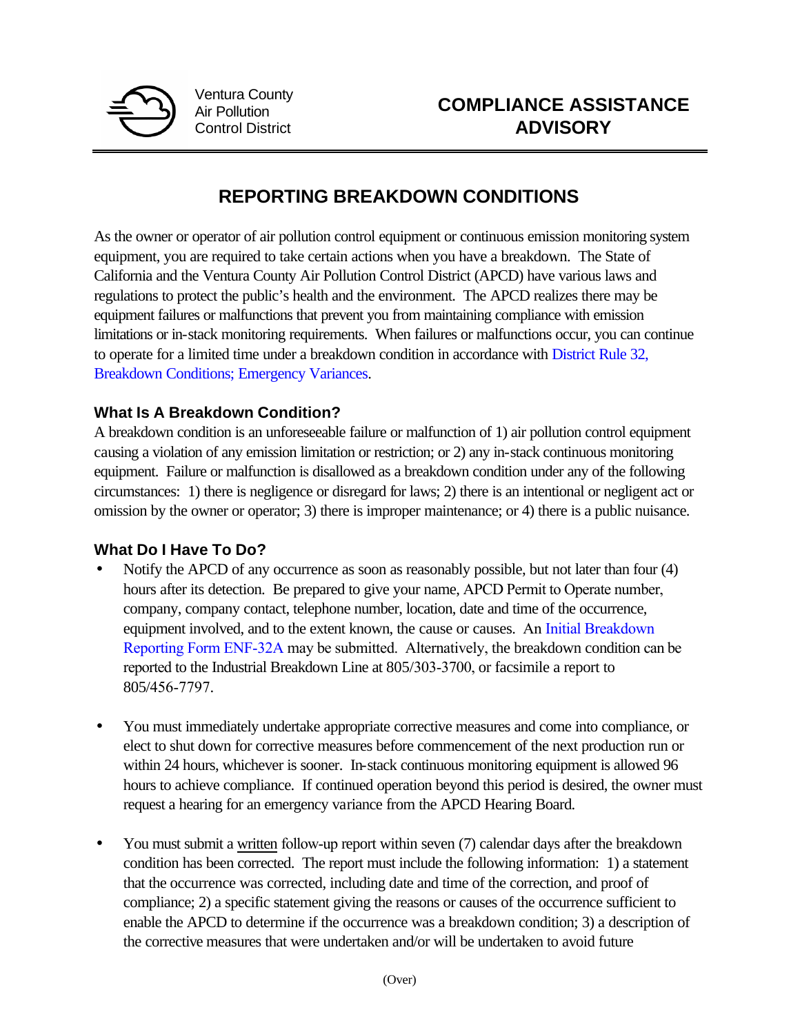Ventura County
Air Pollution
Control District

**COMPLIANCE ASSISTANCE ADVISORY**

# REPORTING BREAKDOWN CONDITIONS

As the owner or operator of air pollution control equipment or continuous emission monitoring system equipment, you are required to take certain actions when you have a breakdown. The State of California and the Ventura County Air Pollution Control District (APCD) have various laws and regulations to protect the public's health and the environment. The APCD realizes there may be equipment failures or malfunctions that prevent you from maintaining compliance with emission limitations or in-stack monitoring requirements. When failures or malfunctions occur, you can continue to operate for a limited time under a breakdown condition in accordance with District Rule 32, Breakdown Conditions; Emergency Variances.

### What Is A Breakdown Condition?

A breakdown condition is an unforeseeable failure or malfunction of 1) air pollution control equipment causing a violation of any emission limitation or restriction; or 2) any in-stack continuous monitoring equipment. Failure or malfunction is disallowed as a breakdown condition under any of the following circumstances: 1) there is negligence or disregard for laws; 2) there is an intentional or negligent act or omission by the owner or operator; 3) there is improper maintenance; or 4) there is a public nuisance.

### What Do I Have To Do?

- Notify the APCD of any occurrence as soon as reasonably possible, but not later than four (4) hours after its detection. Be prepared to give your name, APCD Permit to Operate number, company, company contact, telephone number, location, date and time of the occurrence, equipment involved, and to the extent known, the cause or causes. An Initial Breakdown Reporting Form ENF-32A may be submitted. Alternatively, the breakdown condition can be reported to the Industrial Breakdown Line at 805/303-3700, or facsimile a report to 805/456-7797.

- You must immediately undertake appropriate corrective measures and come into compliance, or elect to shut down for corrective measures before commencement of the next production run or within 24 hours, whichever is sooner. In-stack continuous monitoring equipment is allowed 96 hours to achieve compliance. If continued operation beyond this period is desired, the owner must request a hearing for an emergency variance from the APCD Hearing Board.

- You must submit a written follow-up report within seven (7) calendar days after the breakdown condition has been corrected. The report must include the following information: 1) a statement that the occurrence was corrected, including date and time of the correction, and proof of compliance; 2) a specific statement giving the reasons or causes of the occurrence sufficient to enable the APCD to determine if the occurrence was a breakdown condition; 3) a description of the corrective measures that were undertaken and/or will be undertaken to avoid future

(Over)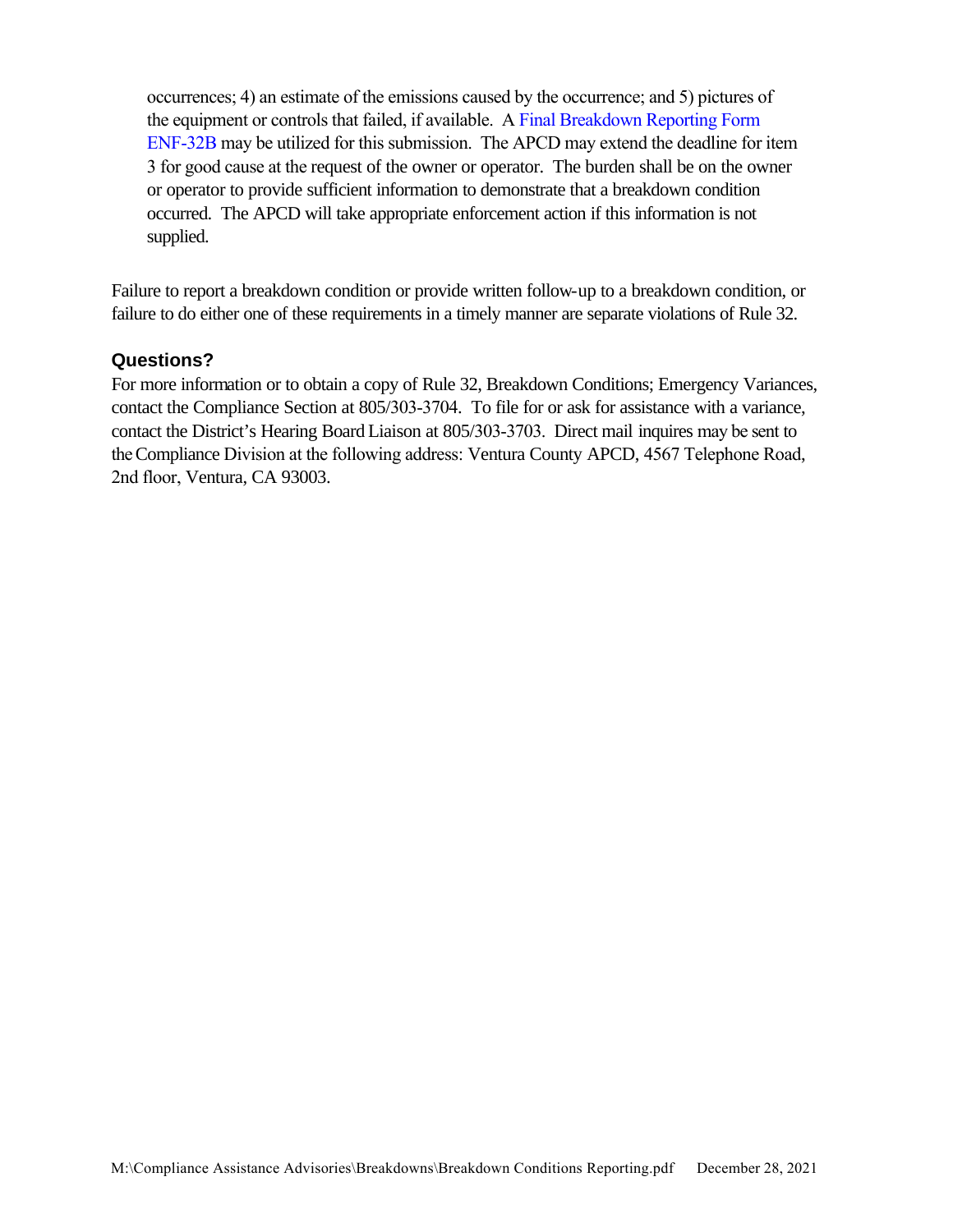occurrences; 4) an estimate of the emissions caused by the occurrence; and 5) pictures of the equipment or controls that failed, if available. A Final Breakdown Reporting Form ENF-32B may be utilized for this submission. The APCD may extend the deadline for item 3 for good cause at the request of the owner or operator. The burden shall be on the owner or operator to provide sufficient information to demonstrate that a breakdown condition occurred. The APCD will take appropriate enforcement action if this information is not supplied.

Failure to report a breakdown condition or provide written follow-up to a breakdown condition, or failure to do either one of these requirements in a timely manner are separate violations of Rule 32.

### Questions?

For more information or to obtain a copy of Rule 32, Breakdown Conditions; Emergency Variances, contact the Compliance Section at 805/303-3704. To file for or ask for assistance with a variance, contact the District's Hearing Board Liaison at 805/303-3703. Direct mail inquires may be sent to the Compliance Division at the following address: Ventura County APCD, 4567 Telephone Road, 2nd floor, Ventura, CA 93003.